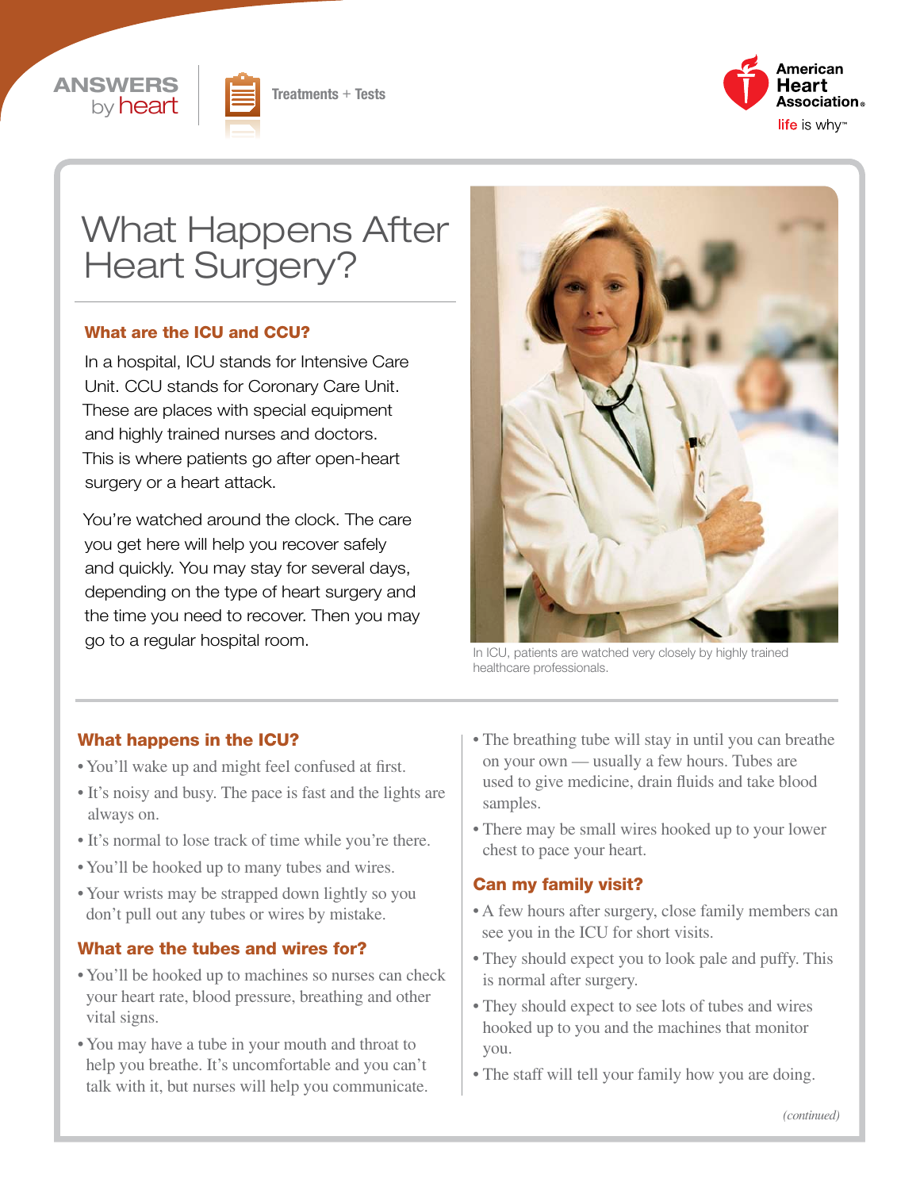ANSWERS by heart

Treatments + Tests

# What Happens After Heart Surgery?

## What are the ICU and CCU?

In a hospital, ICU stands for Intensive Care Unit. CCU stands for Coronary Care Unit. These are places with special equipment and highly trained nurses and doctors. This is where patients go after open-heart surgery or a heart attack.

You're watched around the clock. The care you get here will help you recover safely and quickly. You may stay for several days, depending on the type of heart surgery and the time you need to recover. Then you may go to a regular hospital room.

In ICU, patients are watched very closely by highly trained healthcare professionals.

## What happens in the ICU?

- You'll wake up and might feel confused at first.
- It's noisy and busy. The pace is fast and the lights are always on.
- It's normal to lose track of time while you're there.
- You'll be hooked up to many tubes and wires.
- Your wrists may be strapped down lightly so you don't pull out any tubes or wires by mistake.

## What are the tubes and wires for?

- You'll be hooked up to machines so nurses can check your heart rate, blood pressure, breathing and other vital signs.
- You may have a tube in your mouth and throat to help you breathe. It's uncomfortable and you can't talk with it, but nurses will help you communicate.
- The breathing tube will stay in until you can breathe on your own — usually a few hours. Tubes are used to give medicine, drain fluids and take blood samples.
- There may be small wires hooked up to your lower chest to pace your heart.

## Can my family visit?

- A few hours after surgery, close family members can see you in the ICU for short visits.
- They should expect you to look pale and puffy. This is normal after surgery.
- They should expect to see lots of tubes and wires hooked up to you and the machines that monitor you.
- The staff will tell your family how you are doing.

*(continued)*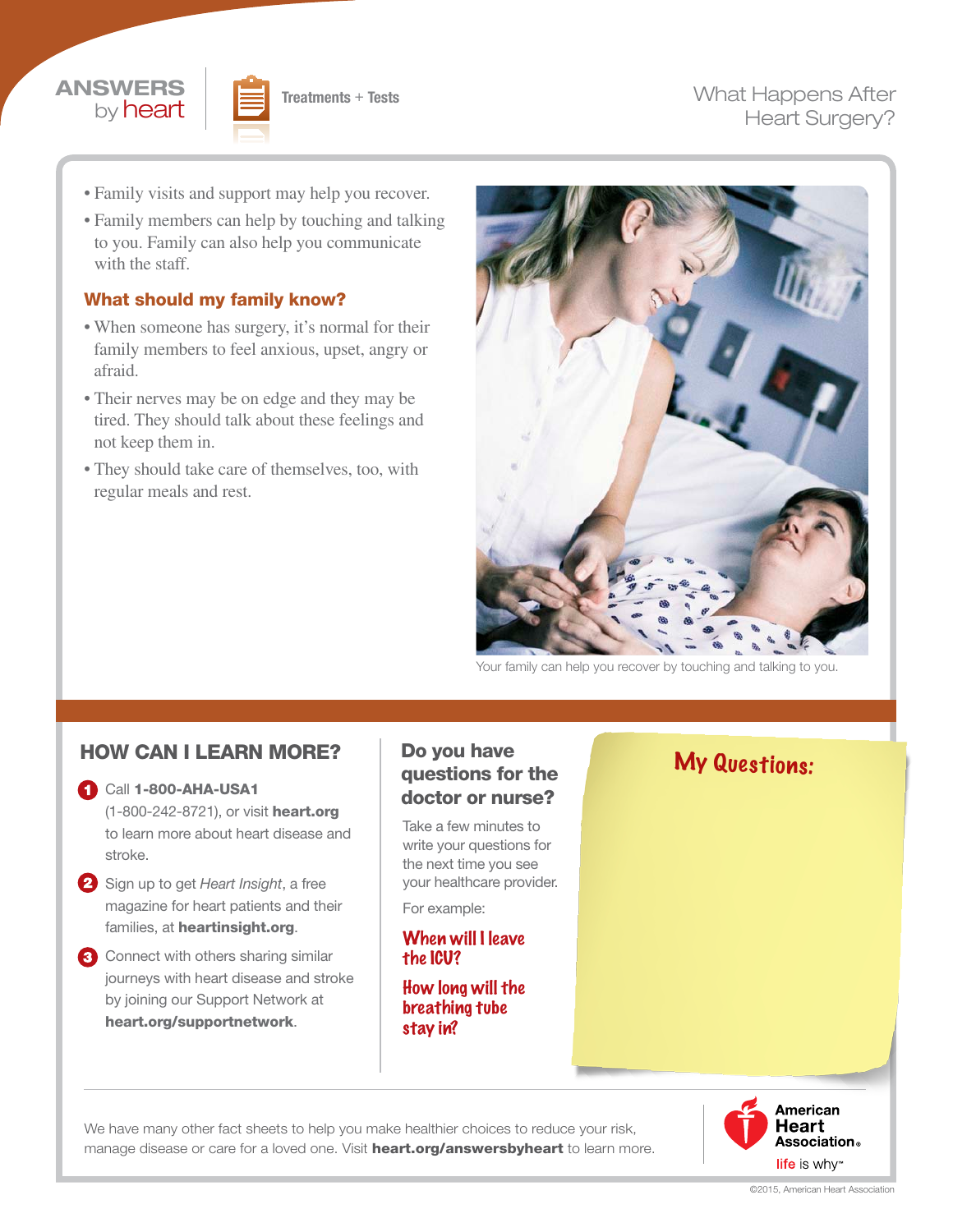- Family visits and support may help you recover.
- Family members can help by touching and talking to you. Family can also help you communicate with the staff.

### What should my family know?

- When someone has surgery, it's normal for their family members to feel anxious, upset, angry or afraid.
- Their nerves may be on edge and they may be tired. They should talk about these feelings and not keep them in.
- They should take care of themselves, too, with regular meals and rest.

Your family can help you recover by touching and talking to you.

## HOW CAN I LEARN MORE?

1. Call **1-800-AHA-USA1** (1-800-242-8721), or visit **heart.org** to learn more about heart disease and stroke.
2. Sign up to get *Heart Insight*, a free magazine for heart patients and their families, at **heartinsight.org**.
3. Connect with others sharing similar journeys with heart disease and stroke by joining our Support Network at **heart.org/supportnetwork**.

## Do you have questions for the doctor or nurse?

Take a few minutes to write your questions for the next time you see your healthcare provider.

For example:

**When will I leave the ICU?**

**How long will the breathing tube stay in?**

**My Questions:**

We have many other fact sheets to help you make healthier choices to reduce your risk, manage disease or care for a loved one. Visit **heart.org/answersbyheart** to learn more.

American Heart Association® life is why™

©2015, American Heart Association